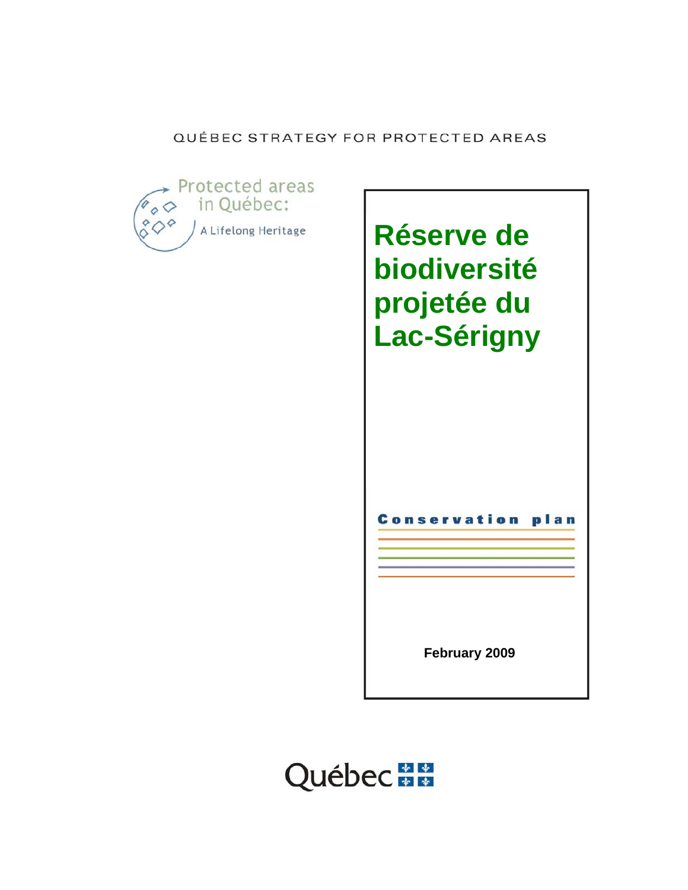QUÉBEC STRATEGY FOR PROTECTED AREAS

Protected areas in Québec: A Lifelong Heritage

# Réserve de biodiversité projetée du Lac-Sérigny

**Conservation plan**

**February 2009**

Québec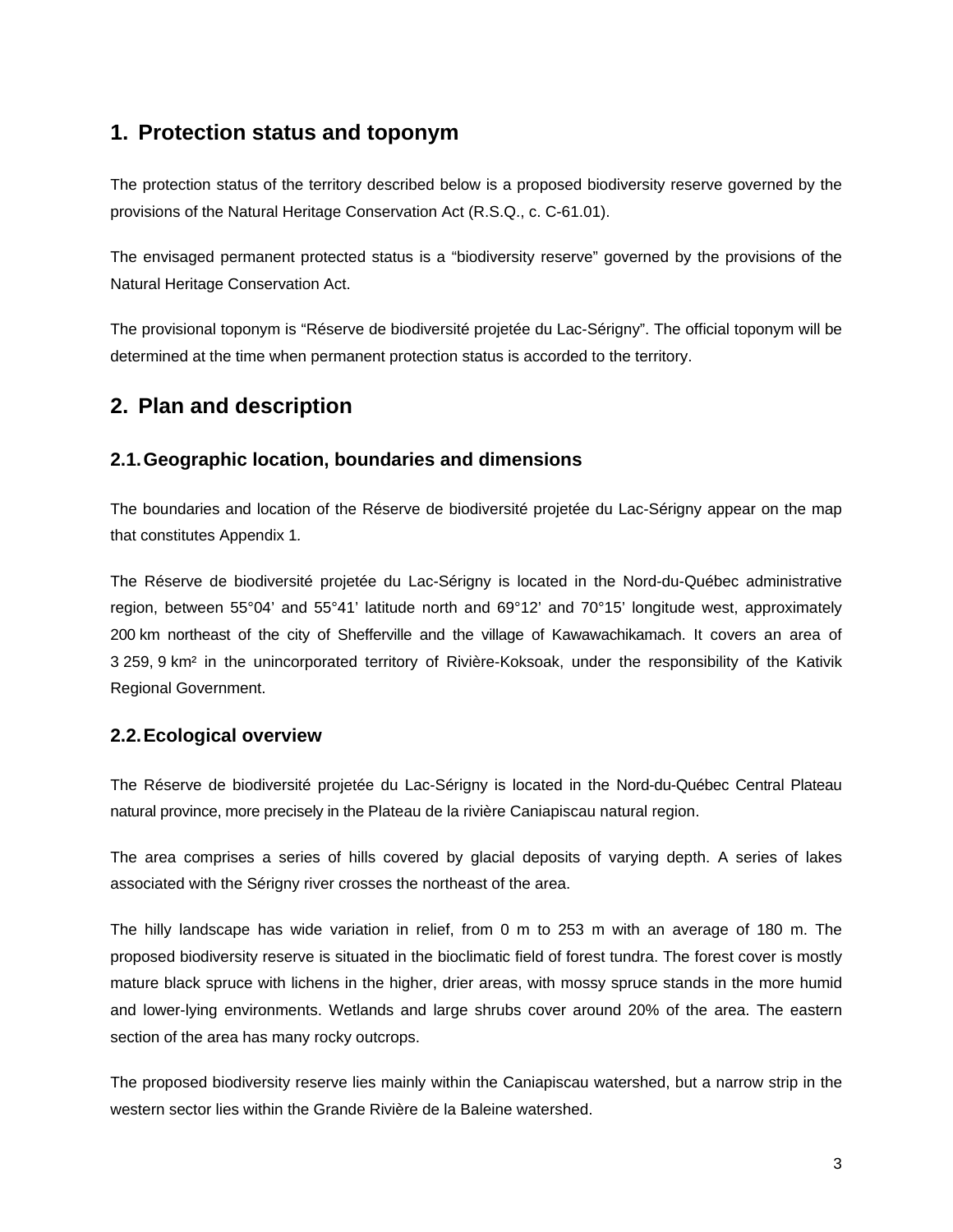# 1. Protection status and toponym

The protection status of the territory described below is a proposed biodiversity reserve governed by the provisions of the Natural Heritage Conservation Act (R.S.Q., c. C-61.01).

The envisaged permanent protected status is a "biodiversity reserve" governed by the provisions of the Natural Heritage Conservation Act.

The provisional toponym is "Réserve de biodiversité projetée du Lac-Sérigny". The official toponym will be determined at the time when permanent protection status is accorded to the territory.

# 2. Plan and description

## 2.1. Geographic location, boundaries and dimensions

The boundaries and location of the Réserve de biodiversité projetée du Lac-Sérigny appear on the map that constitutes Appendix 1.

The Réserve de biodiversité projetée du Lac-Sérigny is located in the Nord-du-Québec administrative region, between 55°04' and 55°41' latitude north and 69°12' and 70°15' longitude west, approximately 200 km northeast of the city of Shefferville and the village of Kawawachikamach. It covers an area of 3 259, 9 km² in the unincorporated territory of Rivière-Koksoak, under the responsibility of the Kativik Regional Government.

## 2.2. Ecological overview

The Réserve de biodiversité projetée du Lac-Sérigny is located in the Nord-du-Québec Central Plateau natural province, more precisely in the Plateau de la rivière Caniapiscau natural region.

The area comprises a series of hills covered by glacial deposits of varying depth. A series of lakes associated with the Sérigny river crosses the northeast of the area.

The hilly landscape has wide variation in relief, from 0 m to 253 m with an average of 180 m. The proposed biodiversity reserve is situated in the bioclimatic field of forest tundra. The forest cover is mostly mature black spruce with lichens in the higher, drier areas, with mossy spruce stands in the more humid and lower-lying environments. Wetlands and large shrubs cover around 20% of the area. The eastern section of the area has many rocky outcrops.

The proposed biodiversity reserve lies mainly within the Caniapiscau watershed, but a narrow strip in the western sector lies within the Grande Rivière de la Baleine watershed.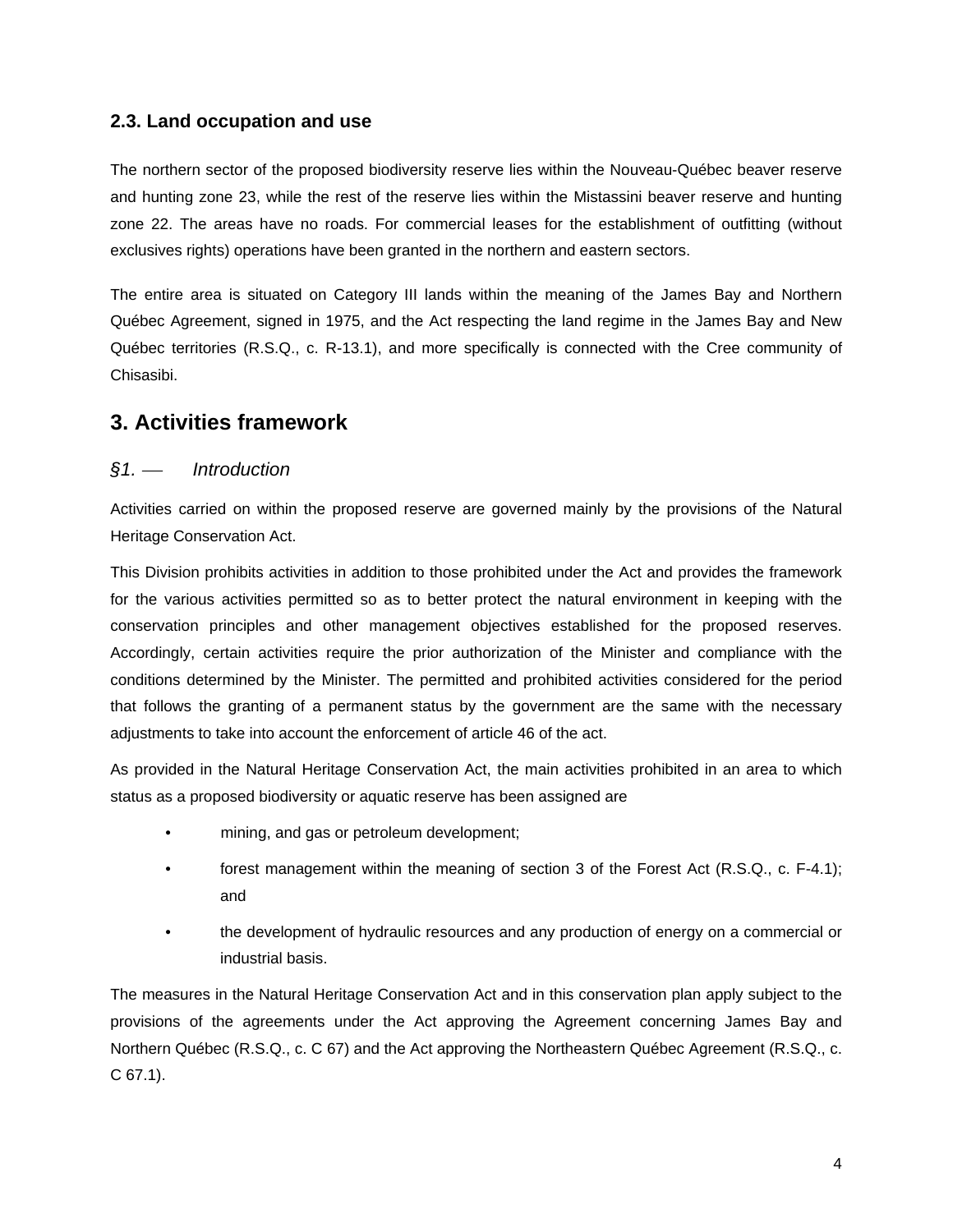### 2.3. Land occupation and use

The northern sector of the proposed biodiversity reserve lies within the Nouveau-Québec beaver reserve and hunting zone 23, while the rest of the reserve lies within the Mistassini beaver reserve and hunting zone 22. The areas have no roads. For commercial leases for the establishment of outfitting (without exclusives rights) operations have been granted in the northern and eastern sectors.

The entire area is situated on Category III lands within the meaning of the James Bay and Northern Québec Agreement, signed in 1975, and the Act respecting the land regime in the James Bay and New Québec territories (R.S.Q., c. R-13.1), and more specifically is connected with the Cree community of Chisasibi.

## 3. Activities framework

### *§1. — Introduction*

Activities carried on within the proposed reserve are governed mainly by the provisions of the Natural Heritage Conservation Act.

This Division prohibits activities in addition to those prohibited under the Act and provides the framework for the various activities permitted so as to better protect the natural environment in keeping with the conservation principles and other management objectives established for the proposed reserves. Accordingly, certain activities require the prior authorization of the Minister and compliance with the conditions determined by the Minister. The permitted and prohibited activities considered for the period that follows the granting of a permanent status by the government are the same with the necessary adjustments to take into account the enforcement of article 46 of the act.

As provided in the Natural Heritage Conservation Act, the main activities prohibited in an area to which status as a proposed biodiversity or aquatic reserve has been assigned are

- mining, and gas or petroleum development;
- forest management within the meaning of section 3 of the Forest Act (R.S.Q., c. F-4.1); and
- the development of hydraulic resources and any production of energy on a commercial or industrial basis.

The measures in the Natural Heritage Conservation Act and in this conservation plan apply subject to the provisions of the agreements under the Act approving the Agreement concerning James Bay and Northern Québec (R.S.Q., c. C 67) and the Act approving the Northeastern Québec Agreement (R.S.Q., c. C 67.1).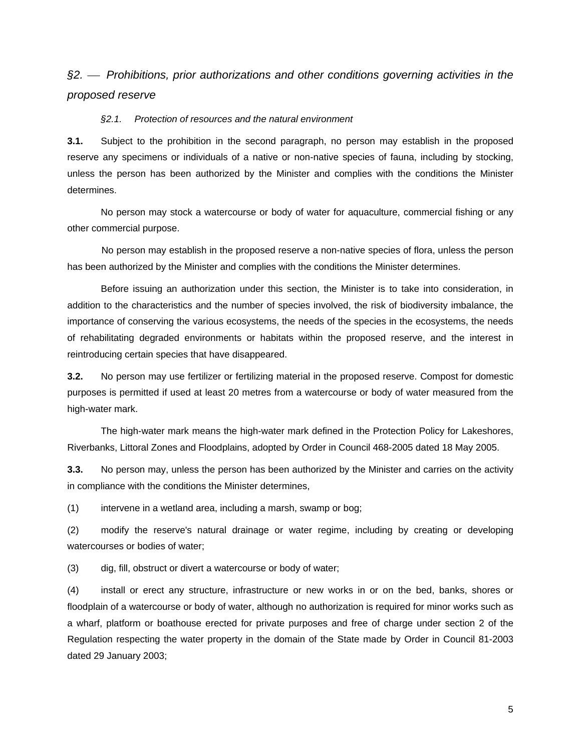## *§2. — Prohibitions, prior authorizations and other conditions governing activities in the proposed reserve*

### *§2.1. Protection of resources and the natural environment*

**3.1.** Subject to the prohibition in the second paragraph, no person may establish in the proposed reserve any specimens or individuals of a native or non-native species of fauna, including by stocking, unless the person has been authorized by the Minister and complies with the conditions the Minister determines.

No person may stock a watercourse or body of water for aquaculture, commercial fishing or any other commercial purpose.

No person may establish in the proposed reserve a non-native species of flora, unless the person has been authorized by the Minister and complies with the conditions the Minister determines.

Before issuing an authorization under this section, the Minister is to take into consideration, in addition to the characteristics and the number of species involved, the risk of biodiversity imbalance, the importance of conserving the various ecosystems, the needs of the species in the ecosystems, the needs of rehabilitating degraded environments or habitats within the proposed reserve, and the interest in reintroducing certain species that have disappeared.

**3.2.** No person may use fertilizer or fertilizing material in the proposed reserve. Compost for domestic purposes is permitted if used at least 20 metres from a watercourse or body of water measured from the high-water mark.

The high-water mark means the high-water mark defined in the Protection Policy for Lakeshores, Riverbanks, Littoral Zones and Floodplains, adopted by Order in Council 468-2005 dated 18 May 2005.

**3.3.** No person may, unless the person has been authorized by the Minister and carries on the activity in compliance with the conditions the Minister determines,

(1) intervene in a wetland area, including a marsh, swamp or bog;

(2) modify the reserve's natural drainage or water regime, including by creating or developing watercourses or bodies of water;

(3) dig, fill, obstruct or divert a watercourse or body of water;

(4) install or erect any structure, infrastructure or new works in or on the bed, banks, shores or floodplain of a watercourse or body of water, although no authorization is required for minor works such as a wharf, platform or boathouse erected for private purposes and free of charge under section 2 of the Regulation respecting the water property in the domain of the State made by Order in Council 81-2003 dated 29 January 2003;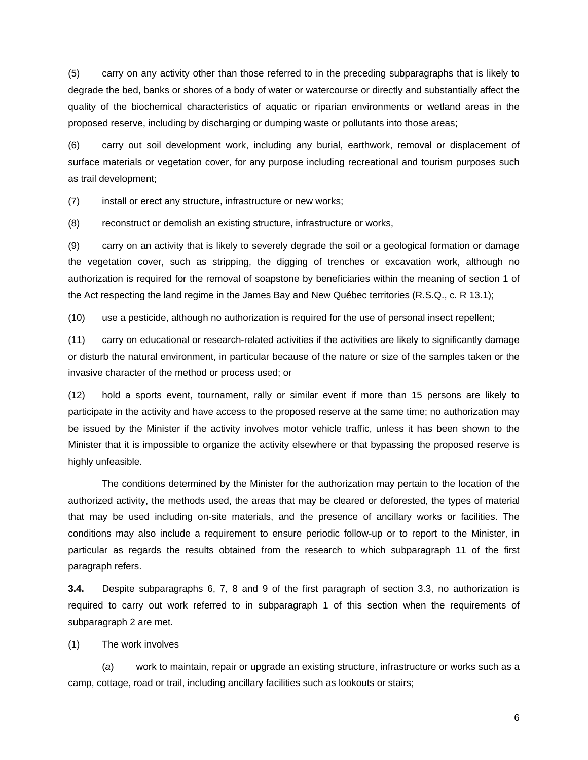(5) carry on any activity other than those referred to in the preceding subparagraphs that is likely to degrade the bed, banks or shores of a body of water or watercourse or directly and substantially affect the quality of the biochemical characteristics of aquatic or riparian environments or wetland areas in the proposed reserve, including by discharging or dumping waste or pollutants into those areas;

(6) carry out soil development work, including any burial, earthwork, removal or displacement of surface materials or vegetation cover, for any purpose including recreational and tourism purposes such as trail development;

(7) install or erect any structure, infrastructure or new works;

(8) reconstruct or demolish an existing structure, infrastructure or works,

(9) carry on an activity that is likely to severely degrade the soil or a geological formation or damage the vegetation cover, such as stripping, the digging of trenches or excavation work, although no authorization is required for the removal of soapstone by beneficiaries within the meaning of section 1 of the Act respecting the land regime in the James Bay and New Québec territories (R.S.Q., c. R 13.1);

(10) use a pesticide, although no authorization is required for the use of personal insect repellent;

(11) carry on educational or research-related activities if the activities are likely to significantly damage or disturb the natural environment, in particular because of the nature or size of the samples taken or the invasive character of the method or process used; or

(12) hold a sports event, tournament, rally or similar event if more than 15 persons are likely to participate in the activity and have access to the proposed reserve at the same time; no authorization may be issued by the Minister if the activity involves motor vehicle traffic, unless it has been shown to the Minister that it is impossible to organize the activity elsewhere or that bypassing the proposed reserve is highly unfeasible.

The conditions determined by the Minister for the authorization may pertain to the location of the authorized activity, the methods used, the areas that may be cleared or deforested, the types of material that may be used including on-site materials, and the presence of ancillary works or facilities. The conditions may also include a requirement to ensure periodic follow-up or to report to the Minister, in particular as regards the results obtained from the research to which subparagraph 11 of the first paragraph refers.

**3.4.** Despite subparagraphs 6, 7, 8 and 9 of the first paragraph of section 3.3, no authorization is required to carry out work referred to in subparagraph 1 of this section when the requirements of subparagraph 2 are met.

(1) The work involves

(*a*) work to maintain, repair or upgrade an existing structure, infrastructure or works such as a camp, cottage, road or trail, including ancillary facilities such as lookouts or stairs;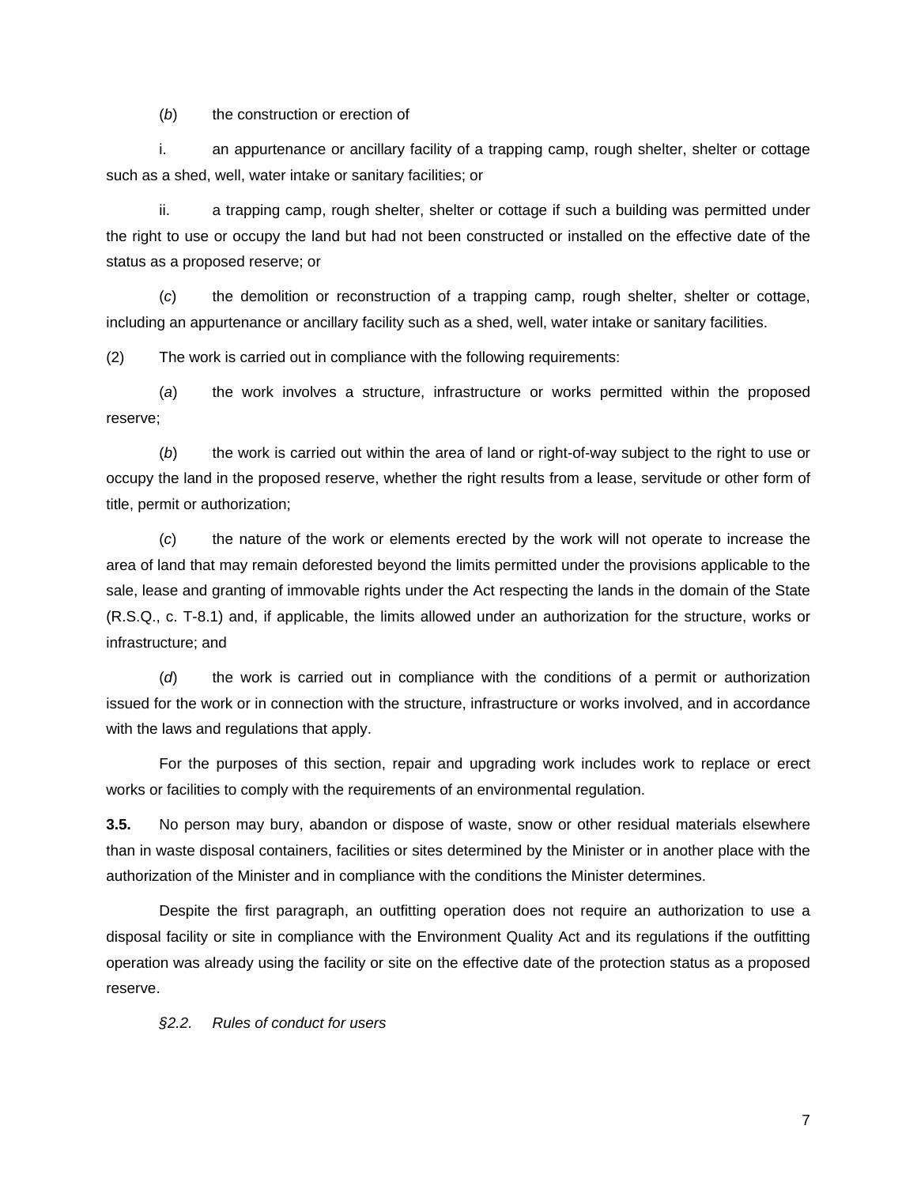(*b*) the construction or erection of

i. an appurtenance or ancillary facility of a trapping camp, rough shelter, shelter or cottage such as a shed, well, water intake or sanitary facilities; or

ii. a trapping camp, rough shelter, shelter or cottage if such a building was permitted under the right to use or occupy the land but had not been constructed or installed on the effective date of the status as a proposed reserve; or

(*c*) the demolition or reconstruction of a trapping camp, rough shelter, shelter or cottage, including an appurtenance or ancillary facility such as a shed, well, water intake or sanitary facilities.

(2) The work is carried out in compliance with the following requirements:

(*a*) the work involves a structure, infrastructure or works permitted within the proposed reserve;

(*b*) the work is carried out within the area of land or right-of-way subject to the right to use or occupy the land in the proposed reserve, whether the right results from a lease, servitude or other form of title, permit or authorization;

(*c*) the nature of the work or elements erected by the work will not operate to increase the area of land that may remain deforested beyond the limits permitted under the provisions applicable to the sale, lease and granting of immovable rights under the Act respecting the lands in the domain of the State (R.S.Q., c. T-8.1) and, if applicable, the limits allowed under an authorization for the structure, works or infrastructure; and

(*d*) the work is carried out in compliance with the conditions of a permit or authorization issued for the work or in connection with the structure, infrastructure or works involved, and in accordance with the laws and regulations that apply.

For the purposes of this section, repair and upgrading work includes work to replace or erect works or facilities to comply with the requirements of an environmental regulation.

**3.5.** No person may bury, abandon or dispose of waste, snow or other residual materials elsewhere than in waste disposal containers, facilities or sites determined by the Minister or in another place with the authorization of the Minister and in compliance with the conditions the Minister determines.

Despite the first paragraph, an outfitting operation does not require an authorization to use a disposal facility or site in compliance with the Environment Quality Act and its regulations if the outfitting operation was already using the facility or site on the effective date of the protection status as a proposed reserve.

*§2.2. Rules of conduct for users*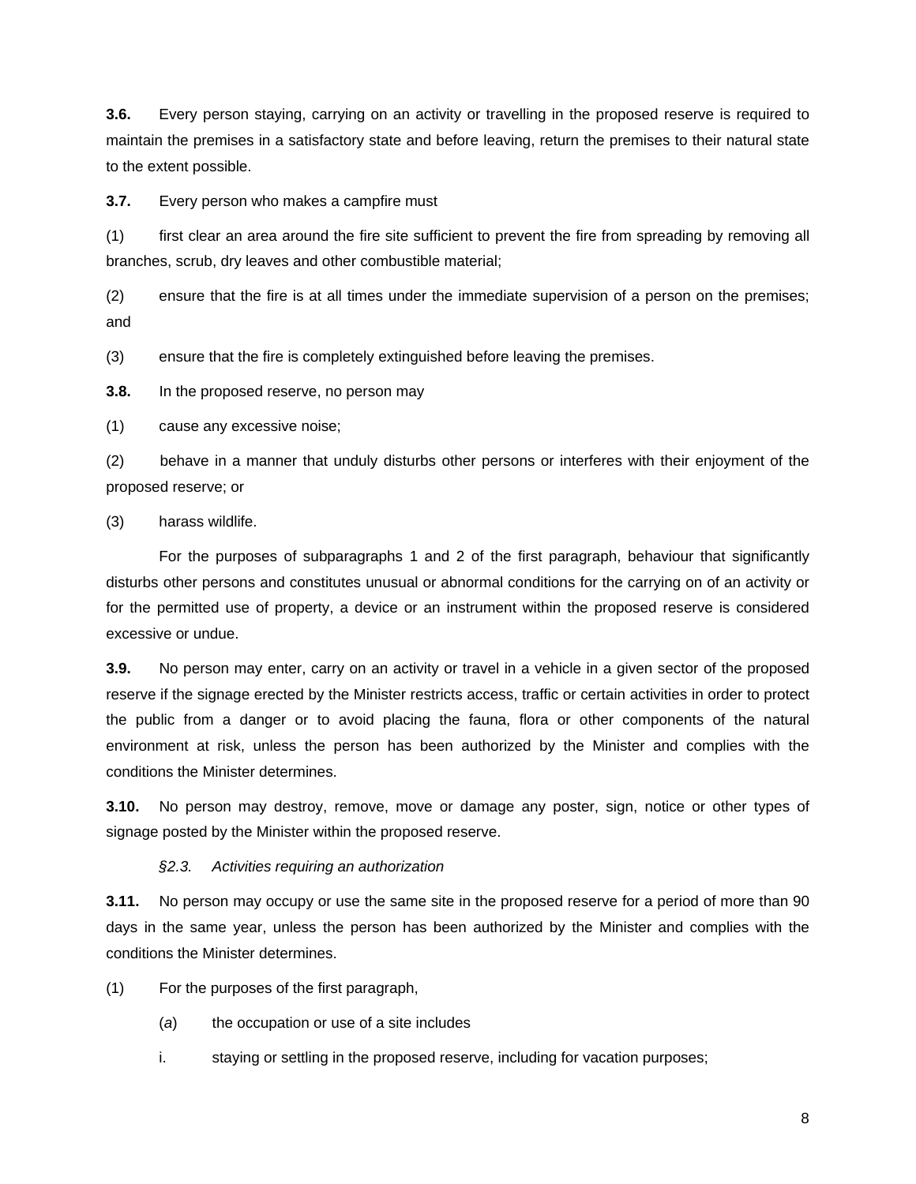**3.6.** Every person staying, carrying on an activity or travelling in the proposed reserve is required to maintain the premises in a satisfactory state and before leaving, return the premises to their natural state to the extent possible.

**3.7.** Every person who makes a campfire must

(1) first clear an area around the fire site sufficient to prevent the fire from spreading by removing all branches, scrub, dry leaves and other combustible material;

(2) ensure that the fire is at all times under the immediate supervision of a person on the premises; and

(3) ensure that the fire is completely extinguished before leaving the premises.

**3.8.** In the proposed reserve, no person may

(1) cause any excessive noise;

(2) behave in a manner that unduly disturbs other persons or interferes with their enjoyment of the proposed reserve; or

(3) harass wildlife.

For the purposes of subparagraphs 1 and 2 of the first paragraph, behaviour that significantly disturbs other persons and constitutes unusual or abnormal conditions for the carrying on of an activity or for the permitted use of property, a device or an instrument within the proposed reserve is considered excessive or undue.

**3.9.** No person may enter, carry on an activity or travel in a vehicle in a given sector of the proposed reserve if the signage erected by the Minister restricts access, traffic or certain activities in order to protect the public from a danger or to avoid placing the fauna, flora or other components of the natural environment at risk, unless the person has been authorized by the Minister and complies with the conditions the Minister determines.

**3.10.** No person may destroy, remove, move or damage any poster, sign, notice or other types of signage posted by the Minister within the proposed reserve.

*§2.3. Activities requiring an authorization*

**3.11.** No person may occupy or use the same site in the proposed reserve for a period of more than 90 days in the same year, unless the person has been authorized by the Minister and complies with the conditions the Minister determines.

(1) For the purposes of the first paragraph,

(*a*) the occupation or use of a site includes

i. staying or settling in the proposed reserve, including for vacation purposes;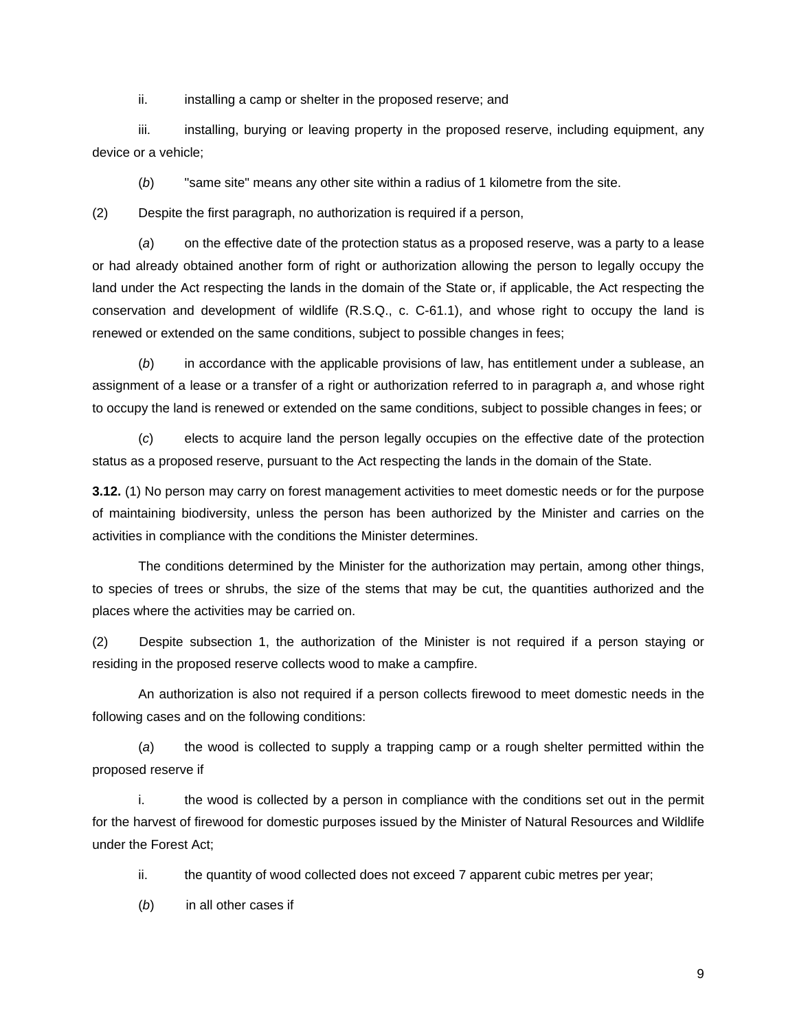ii. installing a camp or shelter in the proposed reserve; and

iii. installing, burying or leaving property in the proposed reserve, including equipment, any device or a vehicle;

(*b*) "same site" means any other site within a radius of 1 kilometre from the site.

(2) Despite the first paragraph, no authorization is required if a person,

(*a*) on the effective date of the protection status as a proposed reserve, was a party to a lease or had already obtained another form of right or authorization allowing the person to legally occupy the land under the Act respecting the lands in the domain of the State or, if applicable, the Act respecting the conservation and development of wildlife (R.S.Q., c. C-61.1), and whose right to occupy the land is renewed or extended on the same conditions, subject to possible changes in fees;

(*b*) in accordance with the applicable provisions of law, has entitlement under a sublease, an assignment of a lease or a transfer of a right or authorization referred to in paragraph *a*, and whose right to occupy the land is renewed or extended on the same conditions, subject to possible changes in fees; or

(*c*) elects to acquire land the person legally occupies on the effective date of the protection status as a proposed reserve, pursuant to the Act respecting the lands in the domain of the State.

**3.12.** (1) No person may carry on forest management activities to meet domestic needs or for the purpose of maintaining biodiversity, unless the person has been authorized by the Minister and carries on the activities in compliance with the conditions the Minister determines.

The conditions determined by the Minister for the authorization may pertain, among other things, to species of trees or shrubs, the size of the stems that may be cut, the quantities authorized and the places where the activities may be carried on.

(2) Despite subsection 1, the authorization of the Minister is not required if a person staying or residing in the proposed reserve collects wood to make a campfire.

An authorization is also not required if a person collects firewood to meet domestic needs in the following cases and on the following conditions:

(*a*) the wood is collected to supply a trapping camp or a rough shelter permitted within the proposed reserve if

i. the wood is collected by a person in compliance with the conditions set out in the permit for the harvest of firewood for domestic purposes issued by the Minister of Natural Resources and Wildlife under the Forest Act;

ii. the quantity of wood collected does not exceed 7 apparent cubic metres per year;

(*b*) in all other cases if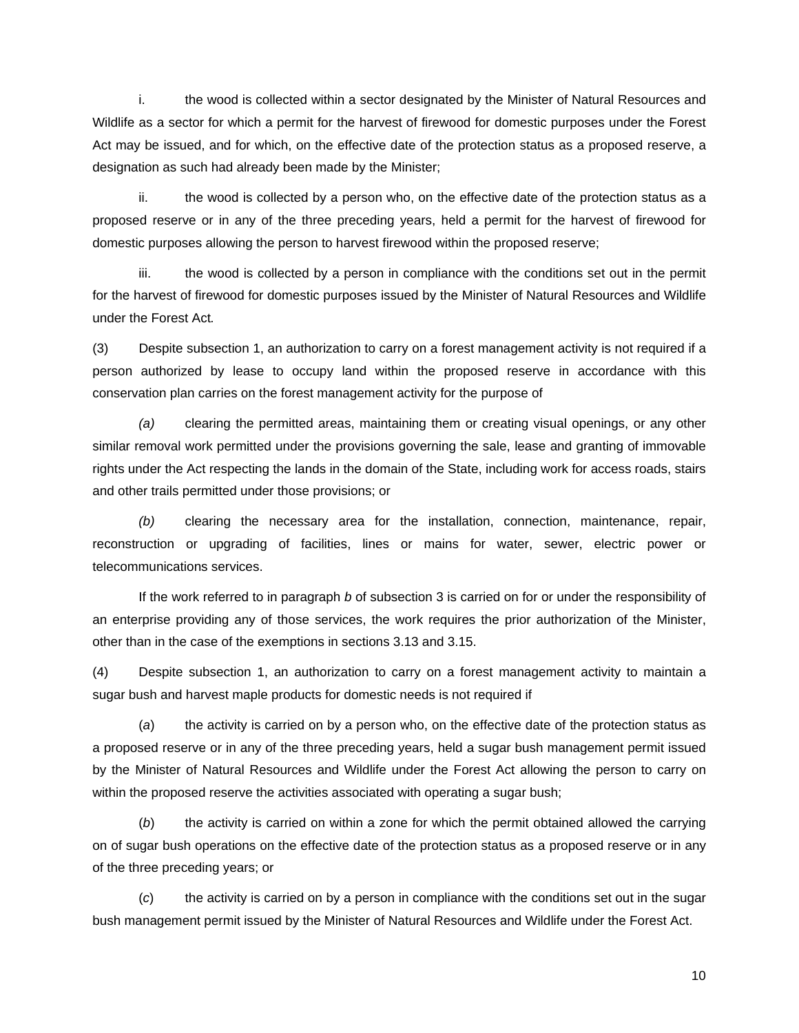i. the wood is collected within a sector designated by the Minister of Natural Resources and Wildlife as a sector for which a permit for the harvest of firewood for domestic purposes under the Forest Act may be issued, and for which, on the effective date of the protection status as a proposed reserve, a designation as such had already been made by the Minister;

ii. the wood is collected by a person who, on the effective date of the protection status as a proposed reserve or in any of the three preceding years, held a permit for the harvest of firewood for domestic purposes allowing the person to harvest firewood within the proposed reserve;

iii. the wood is collected by a person in compliance with the conditions set out in the permit for the harvest of firewood for domestic purposes issued by the Minister of Natural Resources and Wildlife under the Forest Act.

(3) Despite subsection 1, an authorization to carry on a forest management activity is not required if a person authorized by lease to occupy land within the proposed reserve in accordance with this conservation plan carries on the forest management activity for the purpose of

*(a)* clearing the permitted areas, maintaining them or creating visual openings, or any other similar removal work permitted under the provisions governing the sale, lease and granting of immovable rights under the Act respecting the lands in the domain of the State, including work for access roads, stairs and other trails permitted under those provisions; or

*(b)* clearing the necessary area for the installation, connection, maintenance, repair, reconstruction or upgrading of facilities, lines or mains for water, sewer, electric power or telecommunications services.

If the work referred to in paragraph *b* of subsection 3 is carried on for or under the responsibility of an enterprise providing any of those services, the work requires the prior authorization of the Minister, other than in the case of the exemptions in sections 3.13 and 3.15.

(4) Despite subsection 1, an authorization to carry on a forest management activity to maintain a sugar bush and harvest maple products for domestic needs is not required if

(*a*) the activity is carried on by a person who, on the effective date of the protection status as a proposed reserve or in any of the three preceding years, held a sugar bush management permit issued by the Minister of Natural Resources and Wildlife under the Forest Act allowing the person to carry on within the proposed reserve the activities associated with operating a sugar bush;

(*b*) the activity is carried on within a zone for which the permit obtained allowed the carrying on of sugar bush operations on the effective date of the protection status as a proposed reserve or in any of the three preceding years; or

(*c*) the activity is carried on by a person in compliance with the conditions set out in the sugar bush management permit issued by the Minister of Natural Resources and Wildlife under the Forest Act.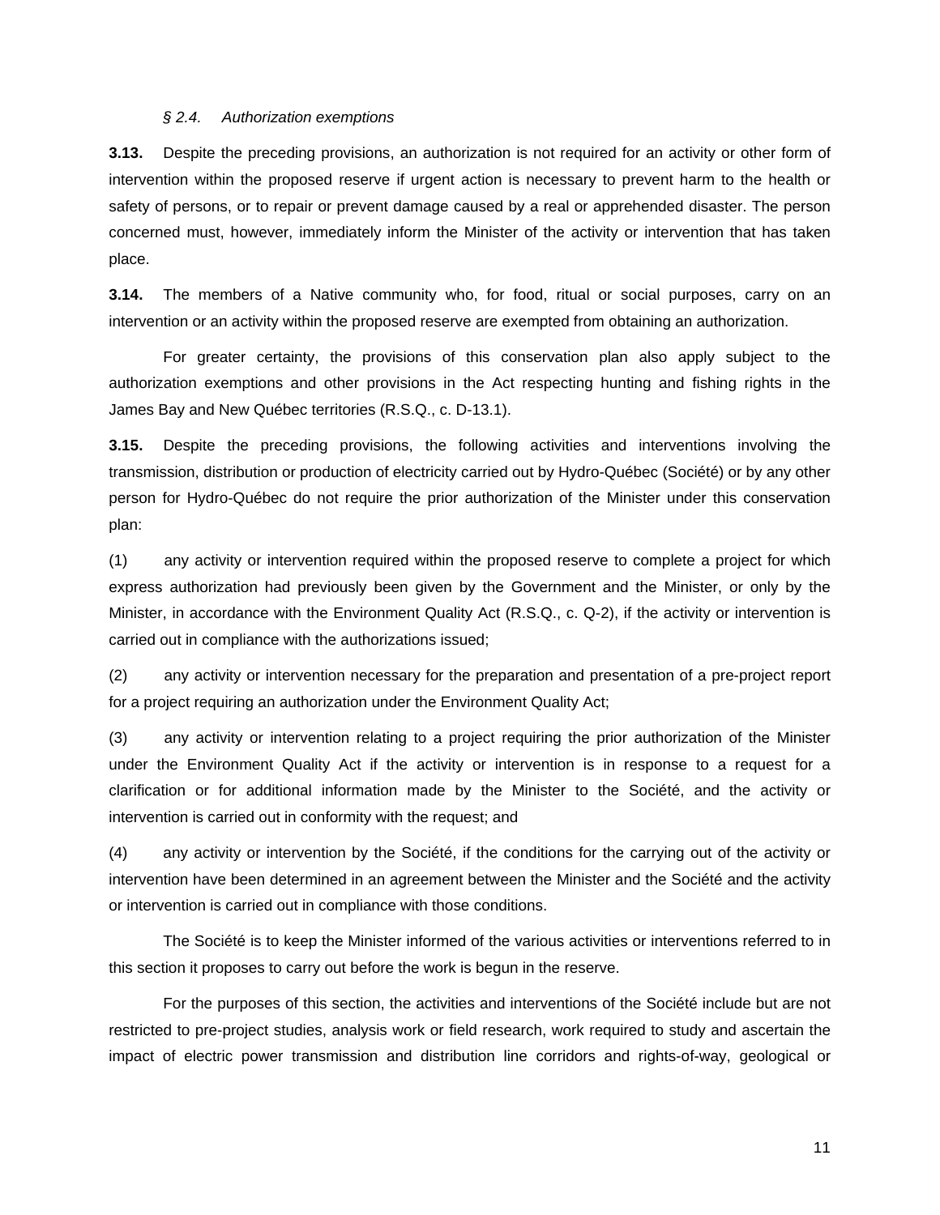*§ 2.4. Authorization exemptions*

**3.13.** Despite the preceding provisions, an authorization is not required for an activity or other form of intervention within the proposed reserve if urgent action is necessary to prevent harm to the health or safety of persons, or to repair or prevent damage caused by a real or apprehended disaster. The person concerned must, however, immediately inform the Minister of the activity or intervention that has taken place.

**3.14.** The members of a Native community who, for food, ritual or social purposes, carry on an intervention or an activity within the proposed reserve are exempted from obtaining an authorization.

For greater certainty, the provisions of this conservation plan also apply subject to the authorization exemptions and other provisions in the Act respecting hunting and fishing rights in the James Bay and New Québec territories (R.S.Q., c. D-13.1).

**3.15.** Despite the preceding provisions, the following activities and interventions involving the transmission, distribution or production of electricity carried out by Hydro-Québec (Société) or by any other person for Hydro-Québec do not require the prior authorization of the Minister under this conservation plan:

(1) any activity or intervention required within the proposed reserve to complete a project for which express authorization had previously been given by the Government and the Minister, or only by the Minister, in accordance with the Environment Quality Act (R.S.Q., c. Q-2), if the activity or intervention is carried out in compliance with the authorizations issued;

(2) any activity or intervention necessary for the preparation and presentation of a pre-project report for a project requiring an authorization under the Environment Quality Act;

(3) any activity or intervention relating to a project requiring the prior authorization of the Minister under the Environment Quality Act if the activity or intervention is in response to a request for a clarification or for additional information made by the Minister to the Société, and the activity or intervention is carried out in conformity with the request; and

(4) any activity or intervention by the Société, if the conditions for the carrying out of the activity or intervention have been determined in an agreement between the Minister and the Société and the activity or intervention is carried out in compliance with those conditions.

The Société is to keep the Minister informed of the various activities or interventions referred to in this section it proposes to carry out before the work is begun in the reserve.

For the purposes of this section, the activities and interventions of the Société include but are not restricted to pre-project studies, analysis work or field research, work required to study and ascertain the impact of electric power transmission and distribution line corridors and rights-of-way, geological or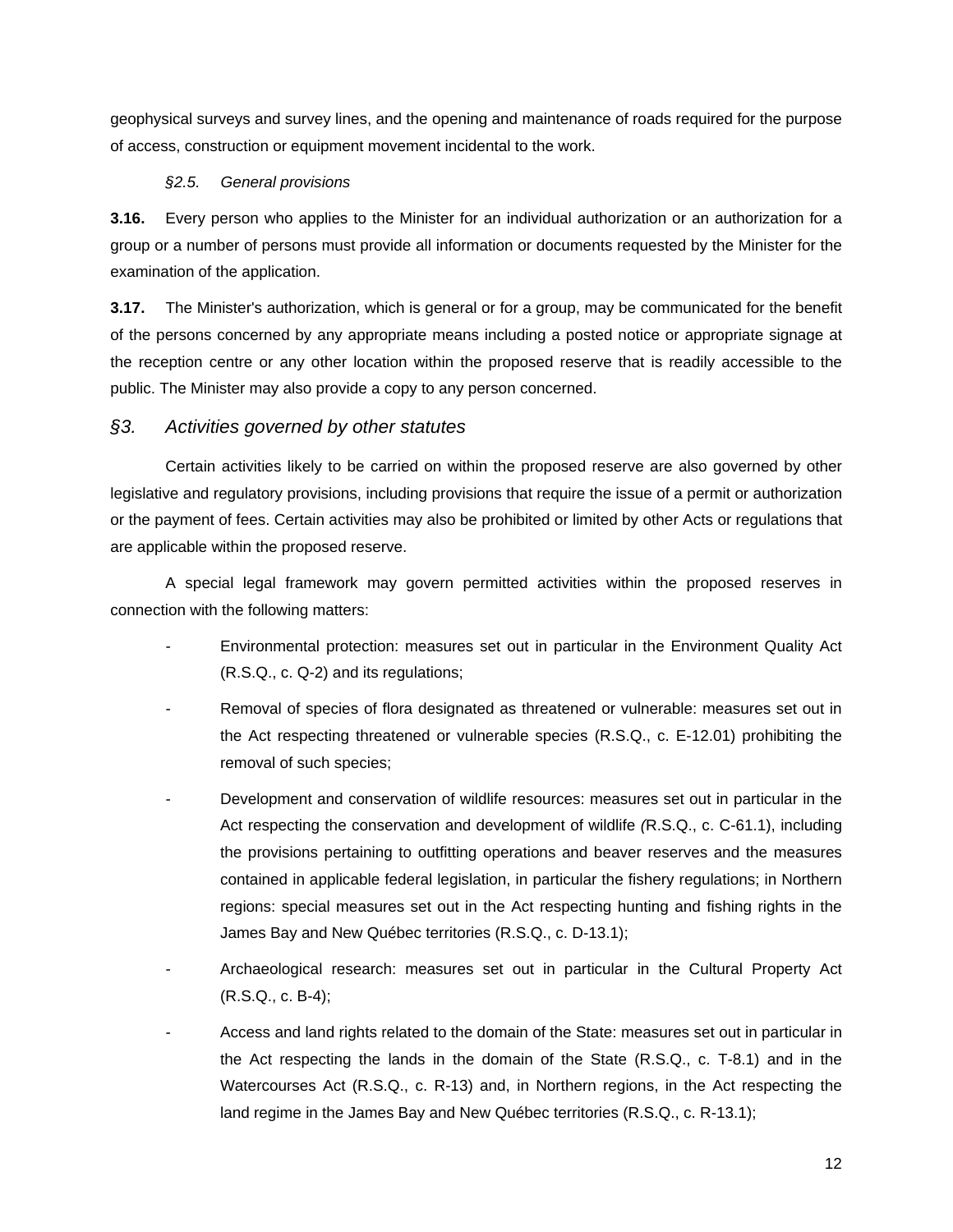geophysical surveys and survey lines, and the opening and maintenance of roads required for the purpose of access, construction or equipment movement incidental to the work.

*§2.5. General provisions*

**3.16.** Every person who applies to the Minister for an individual authorization or an authorization for a group or a number of persons must provide all information or documents requested by the Minister for the examination of the application.

**3.17.** The Minister's authorization, which is general or for a group, may be communicated for the benefit of the persons concerned by any appropriate means including a posted notice or appropriate signage at the reception centre or any other location within the proposed reserve that is readily accessible to the public. The Minister may also provide a copy to any person concerned.

### *§3. Activities governed by other statutes*

Certain activities likely to be carried on within the proposed reserve are also governed by other legislative and regulatory provisions, including provisions that require the issue of a permit or authorization or the payment of fees. Certain activities may also be prohibited or limited by other Acts or regulations that are applicable within the proposed reserve.

A special legal framework may govern permitted activities within the proposed reserves in connection with the following matters:

- Environmental protection: measures set out in particular in the Environment Quality Act (R.S.Q., c. Q-2) and its regulations;
- Removal of species of flora designated as threatened or vulnerable: measures set out in the Act respecting threatened or vulnerable species (R.S.Q., c. E-12.01) prohibiting the removal of such species;
- Development and conservation of wildlife resources: measures set out in particular in the Act respecting the conservation and development of wildlife (R.S.Q., c. C-61.1), including the provisions pertaining to outfitting operations and beaver reserves and the measures contained in applicable federal legislation, in particular the fishery regulations; in Northern regions: special measures set out in the Act respecting hunting and fishing rights in the James Bay and New Québec territories (R.S.Q., c. D-13.1);
- Archaeological research: measures set out in particular in the Cultural Property Act (R.S.Q., c. B-4);
- Access and land rights related to the domain of the State: measures set out in particular in the Act respecting the lands in the domain of the State (R.S.Q., c. T-8.1) and in the Watercourses Act (R.S.Q., c. R-13) and, in Northern regions, in the Act respecting the land regime in the James Bay and New Québec territories (R.S.Q., c. R-13.1);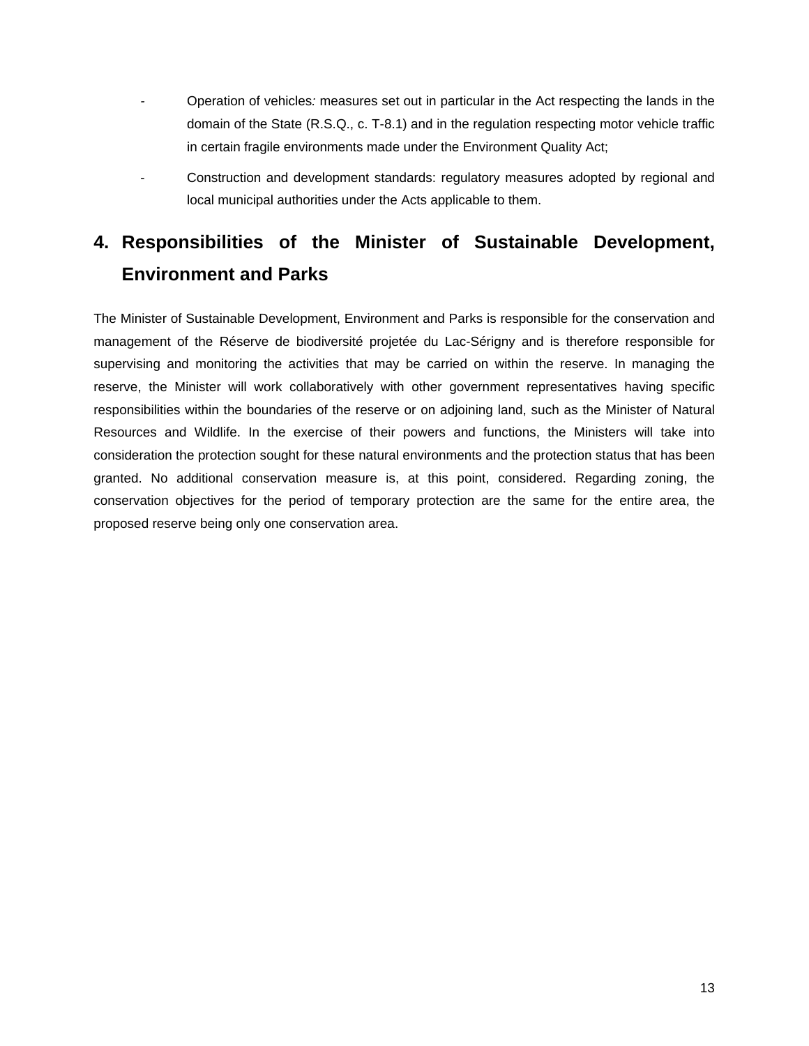- Operation of vehicles*:* measures set out in particular in the Act respecting the lands in the domain of the State (R.S.Q., c. T-8.1) and in the regulation respecting motor vehicle traffic in certain fragile environments made under the Environment Quality Act;
- Construction and development standards: regulatory measures adopted by regional and local municipal authorities under the Acts applicable to them.

# 4. Responsibilities of the Minister of Sustainable Development, Environment and Parks

The Minister of Sustainable Development, Environment and Parks is responsible for the conservation and management of the Réserve de biodiversité projetée du Lac-Sérigny and is therefore responsible for supervising and monitoring the activities that may be carried on within the reserve. In managing the reserve, the Minister will work collaboratively with other government representatives having specific responsibilities within the boundaries of the reserve or on adjoining land, such as the Minister of Natural Resources and Wildlife. In the exercise of their powers and functions, the Ministers will take into consideration the protection sought for these natural environments and the protection status that has been granted. No additional conservation measure is, at this point, considered. Regarding zoning, the conservation objectives for the period of temporary protection are the same for the entire area, the proposed reserve being only one conservation area.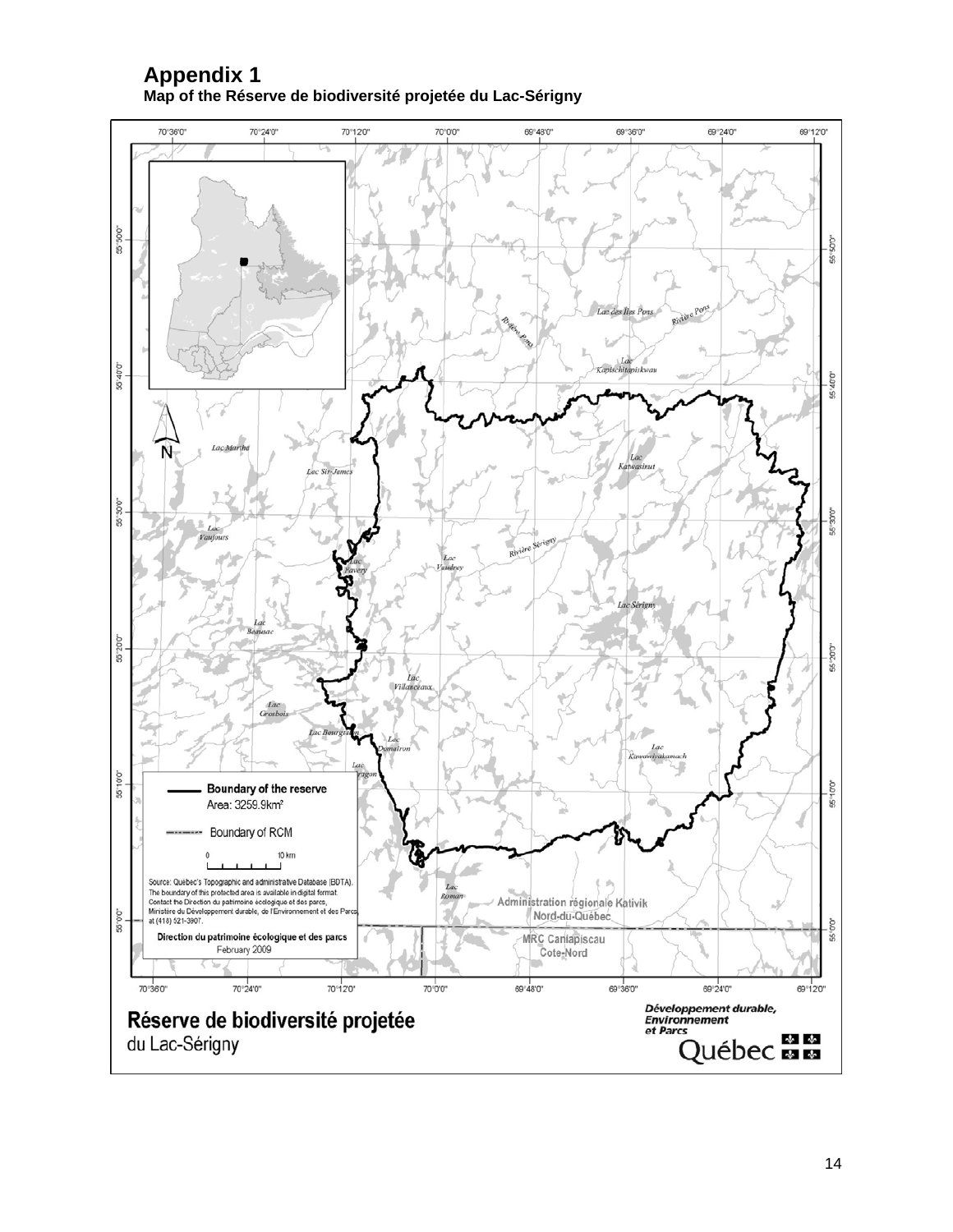# Appendix 1

**Map of the Réserve de biodiversité projetée du Lac-Sérigny**

70°36'0" 70°24'0" 70°12'0" 70°0'0" 69°48'0" 69°36'0" 69°24'0" 69°12'0"

55°50'0" 55°40'0" 55°30'0" 55°20'0" 55°10'0" 55°0'0"

N

Lac des Îles Pons

Rivière Pons

Rivière Pons

Lac Kapisichitapiskwau

Lac Martha

Lac Sir-James

Lac Katwasinut

Lac Vaujours

Lac Favery

Lac Vaudrey

Rivière Sérigny

Lac Sérigny

Lac Beausac

Lac Villanceaux

Lac Grosbois

Lac Bourgault

Lac Domalron

Lac Kawawiyakamach

Lac Aragon

Lac Roman

Administration régionale Kativik
Nord-du-Québec

MRC Caniapiscau
Cote-Nord

**Boundary of the reserve**
Area: 3259.9km²

Boundary of RCM

0 10 km

Source: Québec's Topographic and administrative Database (BDTA).
The boundary of this protected area is available in digital format.
Contact the Direction du patrimoine écologique et des parcs,
Ministère du Développement durable, de l'Environnement et des Parcs,
at (418) 521-3907.

**Direction du patrimoine écologique et des parcs**
February 2009

**Réserve de biodiversité projetée**
du Lac-Sérigny

*Développement durable, Environnement et Parcs*
Québec